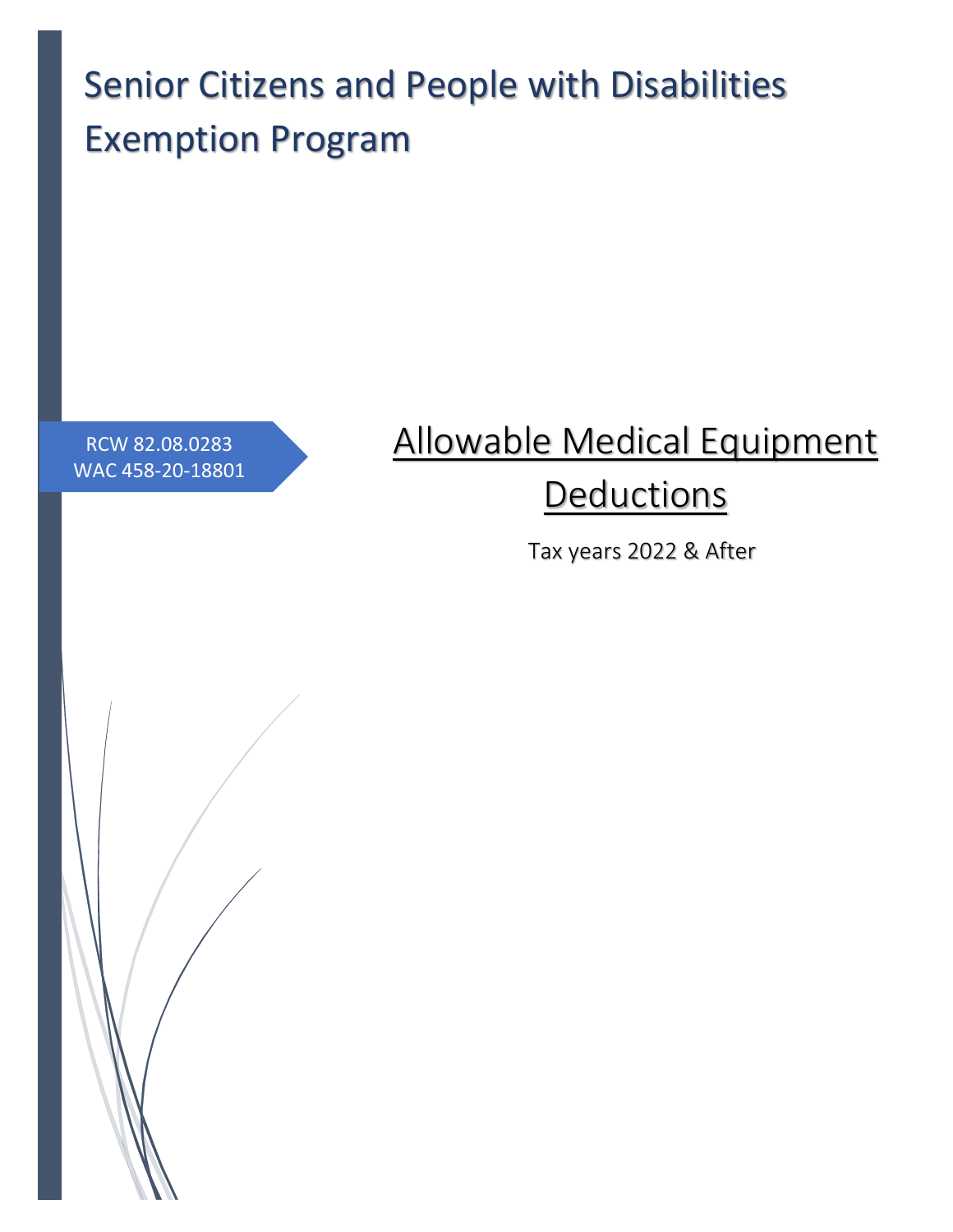# Senior Citizens and People with Disabilities Exemption Program

RCW 82.08.0283
WAC 458-20-18801

## Allowable Medical Equipment Deductions

Tax years 2022 & After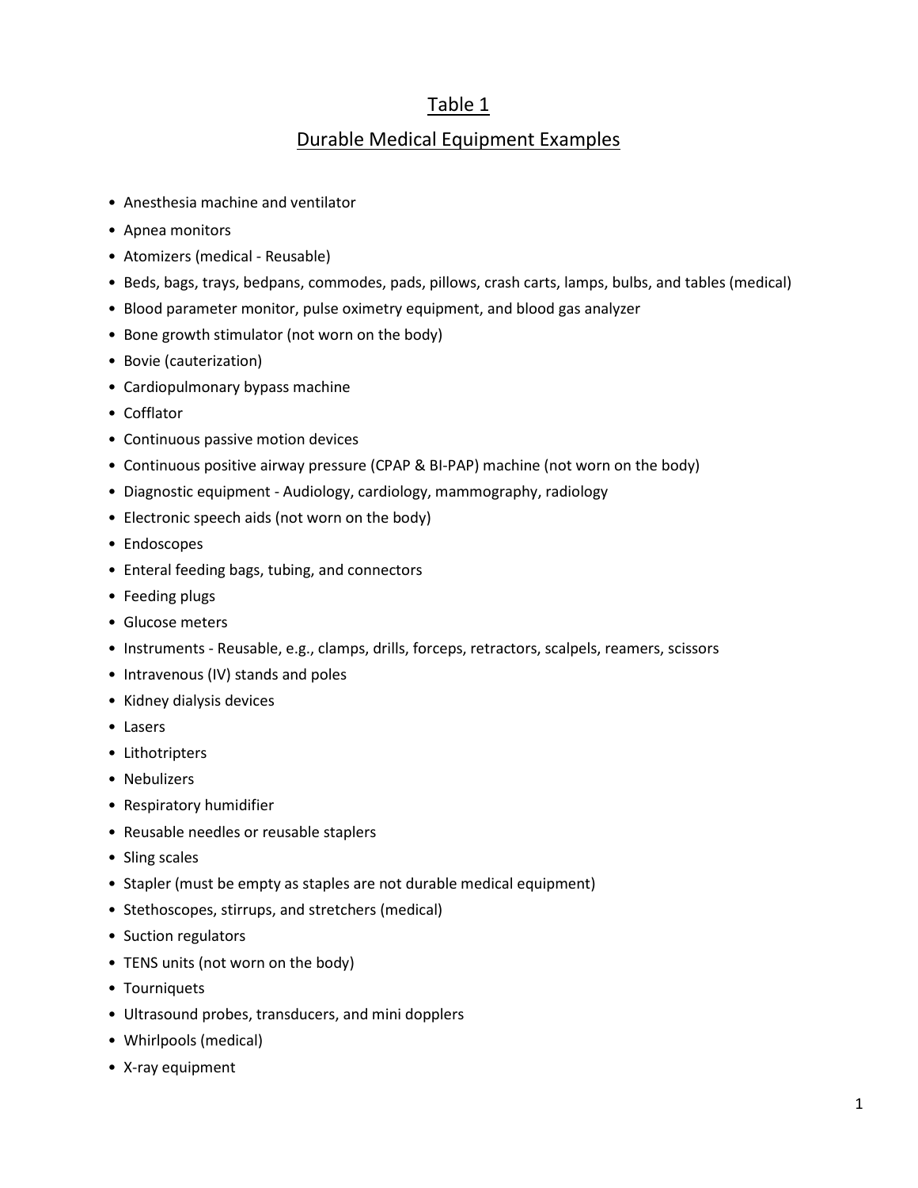# Table 1

## Durable Medical Equipment Examples

- Anesthesia machine and ventilator
- Apnea monitors
- Atomizers (medical - Reusable)
- Beds, bags, trays, bedpans, commodes, pads, pillows, crash carts, lamps, bulbs, and tables (medical)
- Blood parameter monitor, pulse oximetry equipment, and blood gas analyzer
- Bone growth stimulator (not worn on the body)
- Bovie (cauterization)
- Cardiopulmonary bypass machine
- Cofflator
- Continuous passive motion devices
- Continuous positive airway pressure (CPAP & BI-PAP) machine (not worn on the body)
- Diagnostic equipment - Audiology, cardiology, mammography, radiology
- Electronic speech aids (not worn on the body)
- Endoscopes
- Enteral feeding bags, tubing, and connectors
- Feeding plugs
- Glucose meters
- Instruments - Reusable, e.g., clamps, drills, forceps, retractors, scalpels, reamers, scissors
- Intravenous (IV) stands and poles
- Kidney dialysis devices
- Lasers
- Lithotripters
- Nebulizers
- Respiratory humidifier
- Reusable needles or reusable staplers
- Sling scales
- Stapler (must be empty as staples are not durable medical equipment)
- Stethoscopes, stirrups, and stretchers (medical)
- Suction regulators
- TENS units (not worn on the body)
- Tourniquets
- Ultrasound probes, transducers, and mini dopplers
- Whirlpools (medical)
- X-ray equipment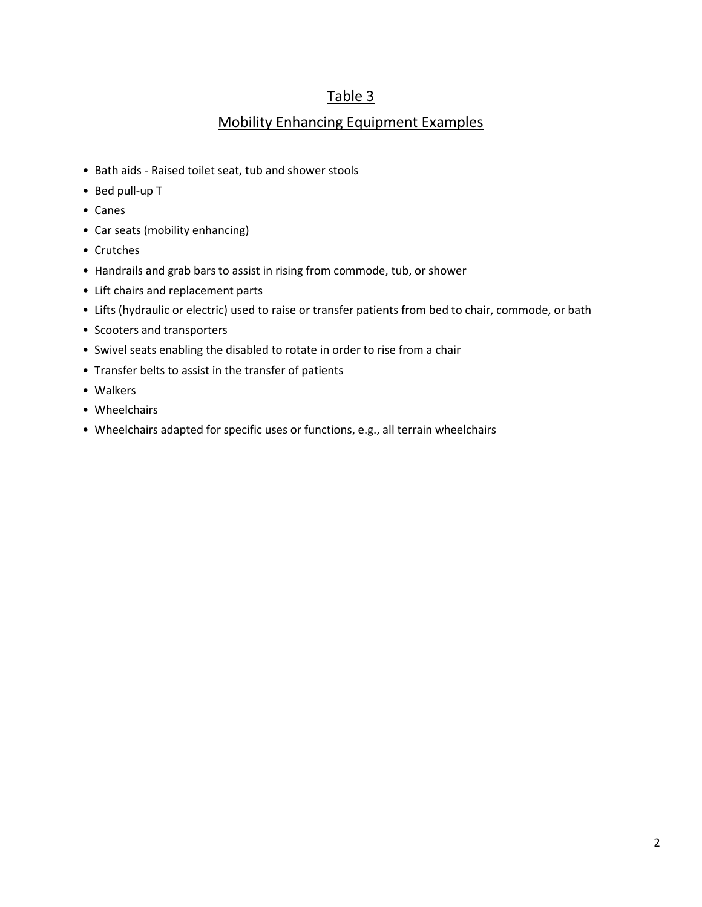## Table 3

## Mobility Enhancing Equipment Examples

- Bath aids - Raised toilet seat, tub and shower stools
- Bed pull-up T
- Canes
- Car seats (mobility enhancing)
- Crutches
- Handrails and grab bars to assist in rising from commode, tub, or shower
- Lift chairs and replacement parts
- Lifts (hydraulic or electric) used to raise or transfer patients from bed to chair, commode, or bath
- Scooters and transporters
- Swivel seats enabling the disabled to rotate in order to rise from a chair
- Transfer belts to assist in the transfer of patients
- Walkers
- Wheelchairs
- Wheelchairs adapted for specific uses or functions, e.g., all terrain wheelchairs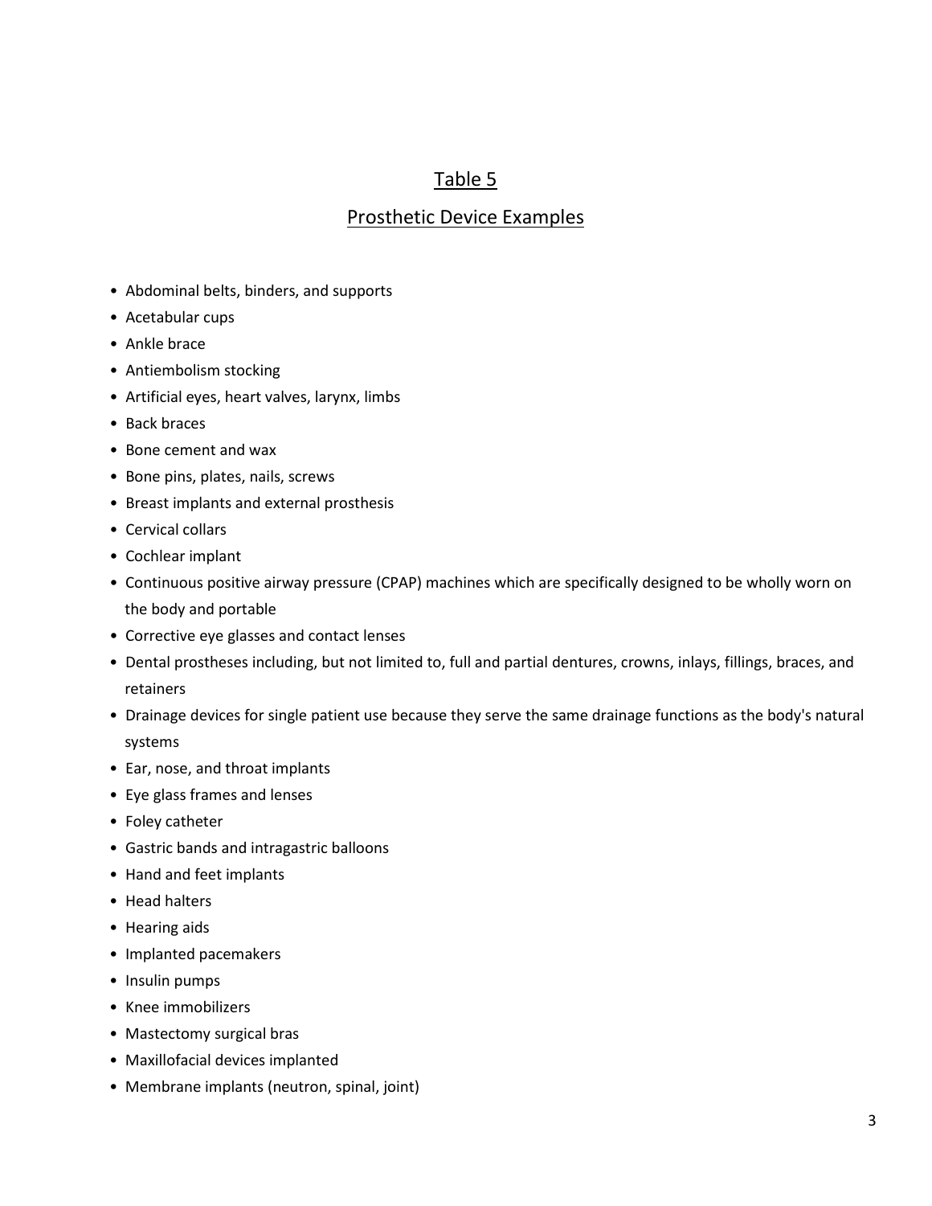## Table 5

## Prosthetic Device Examples

- Abdominal belts, binders, and supports
- Acetabular cups
- Ankle brace
- Antiembolism stocking
- Artificial eyes, heart valves, larynx, limbs
- Back braces
- Bone cement and wax
- Bone pins, plates, nails, screws
- Breast implants and external prosthesis
- Cervical collars
- Cochlear implant
- Continuous positive airway pressure (CPAP) machines which are specifically designed to be wholly worn on the body and portable
- Corrective eye glasses and contact lenses
- Dental prostheses including, but not limited to, full and partial dentures, crowns, inlays, fillings, braces, and retainers
- Drainage devices for single patient use because they serve the same drainage functions as the body's natural systems
- Ear, nose, and throat implants
- Eye glass frames and lenses
- Foley catheter
- Gastric bands and intragastric balloons
- Hand and feet implants
- Head halters
- Hearing aids
- Implanted pacemakers
- Insulin pumps
- Knee immobilizers
- Mastectomy surgical bras
- Maxillofacial devices implanted
- Membrane implants (neutron, spinal, joint)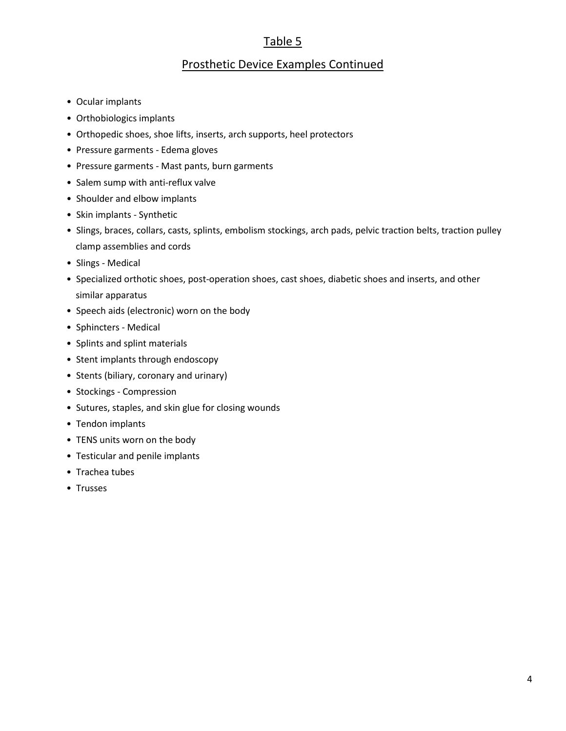## Table 5

## Prosthetic Device Examples Continued

- Ocular implants
- Orthobiologics implants
- Orthopedic shoes, shoe lifts, inserts, arch supports, heel protectors
- Pressure garments - Edema gloves
- Pressure garments - Mast pants, burn garments
- Salem sump with anti-reflux valve
- Shoulder and elbow implants
- Skin implants - Synthetic
- Slings, braces, collars, casts, splints, embolism stockings, arch pads, pelvic traction belts, traction pulley clamp assemblies and cords
- Slings - Medical
- Specialized orthotic shoes, post-operation shoes, cast shoes, diabetic shoes and inserts, and other similar apparatus
- Speech aids (electronic) worn on the body
- Sphincters - Medical
- Splints and splint materials
- Stent implants through endoscopy
- Stents (biliary, coronary and urinary)
- Stockings - Compression
- Sutures, staples, and skin glue for closing wounds
- Tendon implants
- TENS units worn on the body
- Testicular and penile implants
- Trachea tubes
- Trusses